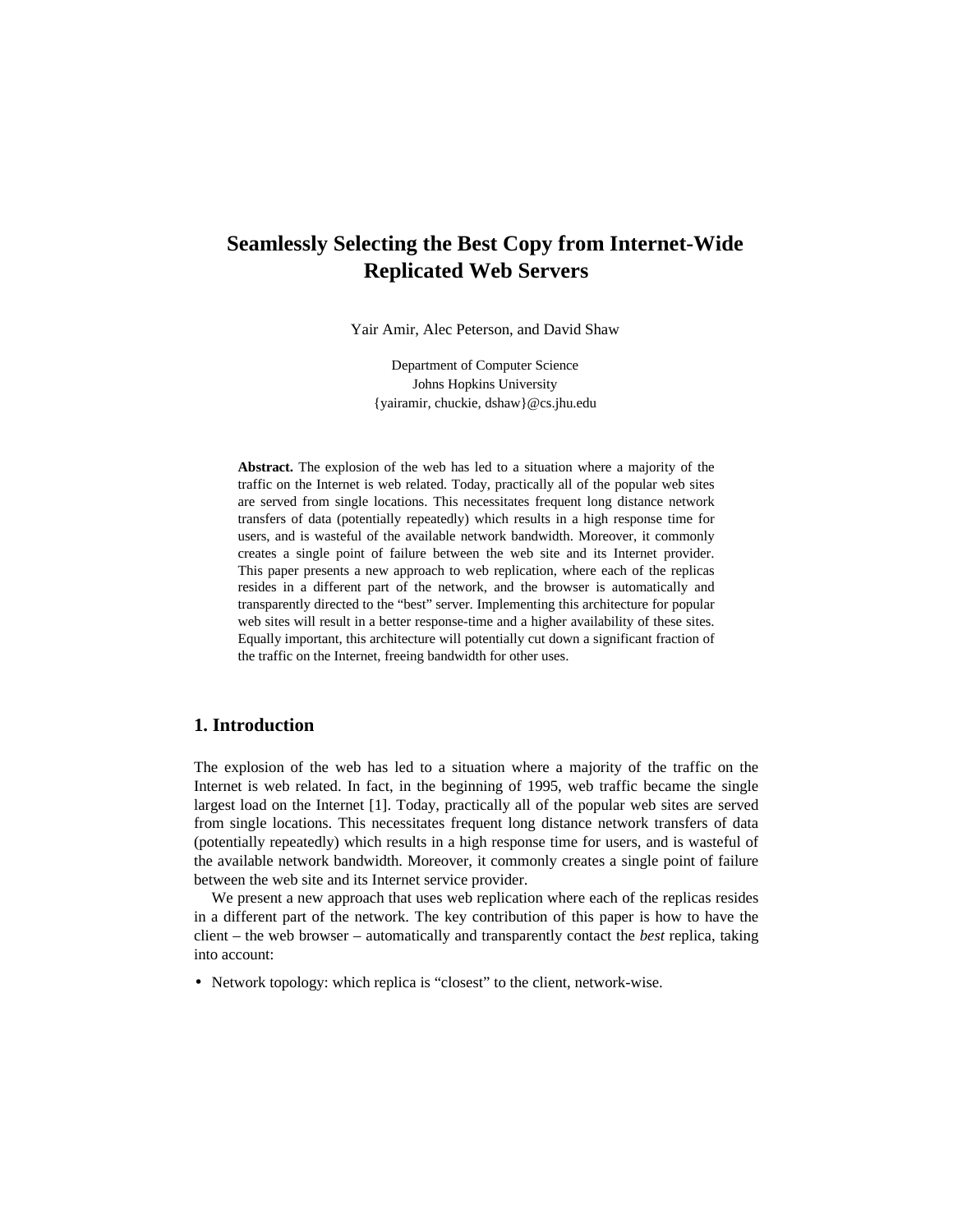# Seamlessly Selecting the Best Copy from Internet-Wide Replicated Web Servers

Yair Amir, Alec Peterson, and David Shaw

Department of Computer Science
Johns Hopkins University
{yairamir, chuckie, dshaw}@cs.jhu.edu

**Abstract.** The explosion of the web has led to a situation where a majority of the traffic on the Internet is web related. Today, practically all of the popular web sites are served from single locations. This necessitates frequent long distance network transfers of data (potentially repeatedly) which results in a high response time for users, and is wasteful of the available network bandwidth. Moreover, it commonly creates a single point of failure between the web site and its Internet provider. This paper presents a new approach to web replication, where each of the replicas resides in a different part of the network, and the browser is automatically and transparently directed to the "best" server. Implementing this architecture for popular web sites will result in a better response-time and a higher availability of these sites. Equally important, this architecture will potentially cut down a significant fraction of the traffic on the Internet, freeing bandwidth for other uses.

## 1. Introduction

The explosion of the web has led to a situation where a majority of the traffic on the Internet is web related. In fact, in the beginning of 1995, web traffic became the single largest load on the Internet [1]. Today, practically all of the popular web sites are served from single locations. This necessitates frequent long distance network transfers of data (potentially repeatedly) which results in a high response time for users, and is wasteful of the available network bandwidth. Moreover, it commonly creates a single point of failure between the web site and its Internet service provider.

We present a new approach that uses web replication where each of the replicas resides in a different part of the network. The key contribution of this paper is how to have the client – the web browser – automatically and transparently contact the *best* replica, taking into account:

- Network topology: which replica is "closest" to the client, network-wise.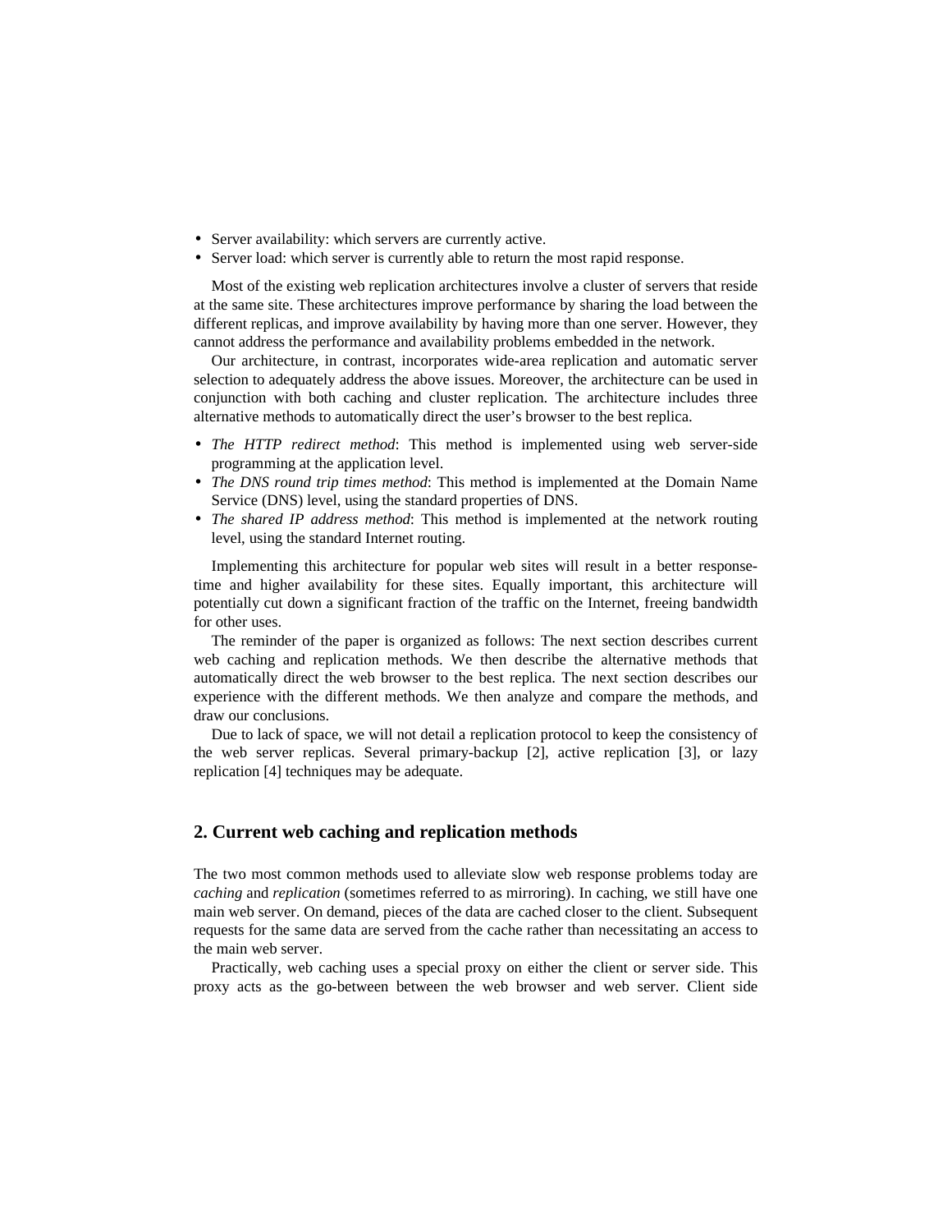- Server availability: which servers are currently active.
- Server load: which server is currently able to return the most rapid response.

Most of the existing web replication architectures involve a cluster of servers that reside at the same site. These architectures improve performance by sharing the load between the different replicas, and improve availability by having more than one server. However, they cannot address the performance and availability problems embedded in the network.

Our architecture, in contrast, incorporates wide-area replication and automatic server selection to adequately address the above issues. Moreover, the architecture can be used in conjunction with both caching and cluster replication. The architecture includes three alternative methods to automatically direct the user's browser to the best replica.

- *The HTTP redirect method*: This method is implemented using web server-side programming at the application level.
- *The DNS round trip times method*: This method is implemented at the Domain Name Service (DNS) level, using the standard properties of DNS.
- *The shared IP address method*: This method is implemented at the network routing level, using the standard Internet routing.

Implementing this architecture for popular web sites will result in a better response-time and higher availability for these sites. Equally important, this architecture will potentially cut down a significant fraction of the traffic on the Internet, freeing bandwidth for other uses.

The reminder of the paper is organized as follows: The next section describes current web caching and replication methods. We then describe the alternative methods that automatically direct the web browser to the best replica. The next section describes our experience with the different methods. We then analyze and compare the methods, and draw our conclusions.

Due to lack of space, we will not detail a replication protocol to keep the consistency of the web server replicas. Several primary-backup [2], active replication [3], or lazy replication [4] techniques may be adequate.

## 2. Current web caching and replication methods

The two most common methods used to alleviate slow web response problems today are *caching* and *replication* (sometimes referred to as mirroring). In caching, we still have one main web server. On demand, pieces of the data are cached closer to the client. Subsequent requests for the same data are served from the cache rather than necessitating an access to the main web server.

Practically, web caching uses a special proxy on either the client or server side. This proxy acts as the go-between between the web browser and web server. Client side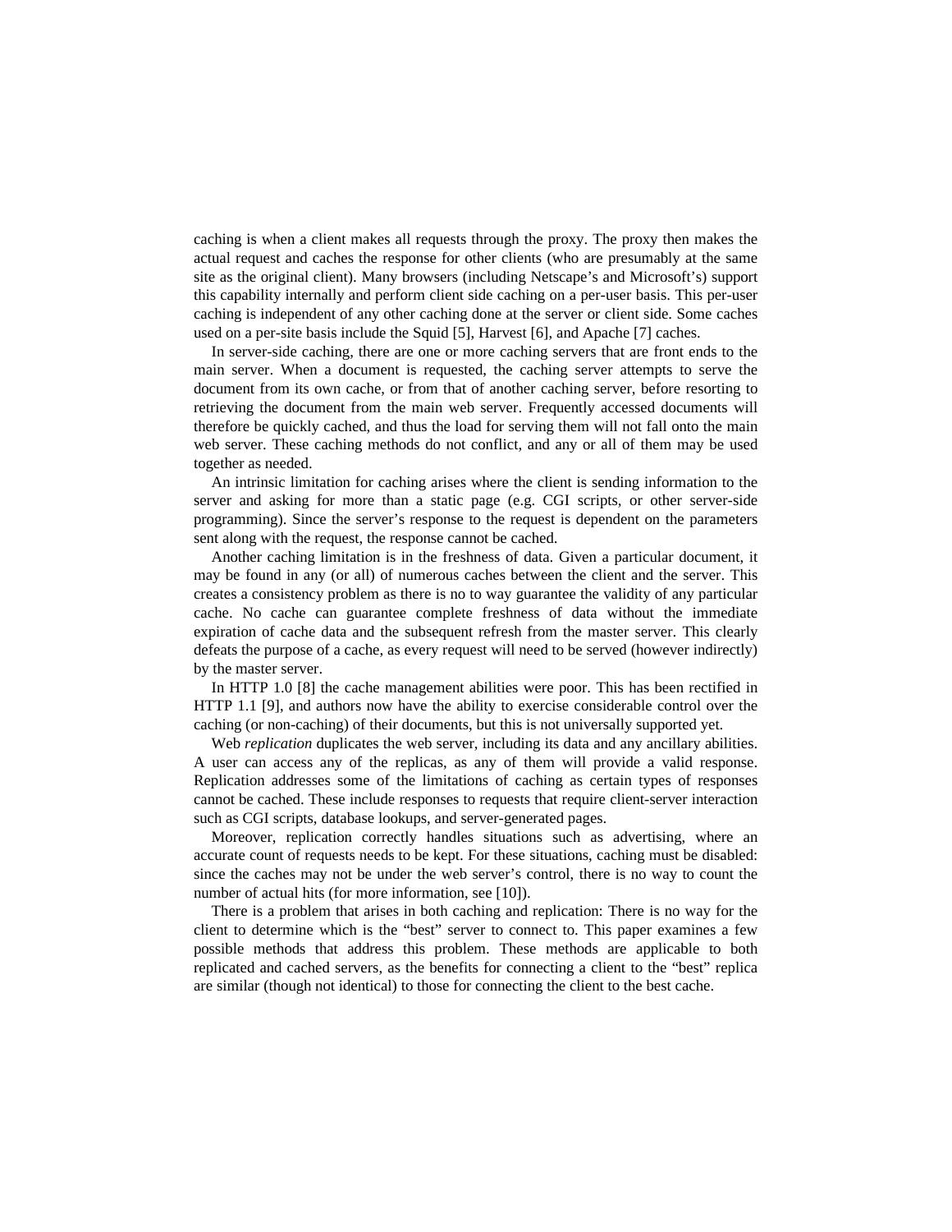caching is when a client makes all requests through the proxy. The proxy then makes the actual request and caches the response for other clients (who are presumably at the same site as the original client). Many browsers (including Netscape's and Microsoft's) support this capability internally and perform client side caching on a per-user basis. This per-user caching is independent of any other caching done at the server or client side. Some caches used on a per-site basis include the Squid [5], Harvest [6], and Apache [7] caches.

In server-side caching, there are one or more caching servers that are front ends to the main server. When a document is requested, the caching server attempts to serve the document from its own cache, or from that of another caching server, before resorting to retrieving the document from the main web server. Frequently accessed documents will therefore be quickly cached, and thus the load for serving them will not fall onto the main web server. These caching methods do not conflict, and any or all of them may be used together as needed.

An intrinsic limitation for caching arises where the client is sending information to the server and asking for more than a static page (e.g. CGI scripts, or other server-side programming). Since the server's response to the request is dependent on the parameters sent along with the request, the response cannot be cached.

Another caching limitation is in the freshness of data. Given a particular document, it may be found in any (or all) of numerous caches between the client and the server. This creates a consistency problem as there is no to way guarantee the validity of any particular cache. No cache can guarantee complete freshness of data without the immediate expiration of cache data and the subsequent refresh from the master server. This clearly defeats the purpose of a cache, as every request will need to be served (however indirectly) by the master server.

In HTTP 1.0 [8] the cache management abilities were poor. This has been rectified in HTTP 1.1 [9], and authors now have the ability to exercise considerable control over the caching (or non-caching) of their documents, but this is not universally supported yet.

Web *replication* duplicates the web server, including its data and any ancillary abilities. A user can access any of the replicas, as any of them will provide a valid response. Replication addresses some of the limitations of caching as certain types of responses cannot be cached. These include responses to requests that require client-server interaction such as CGI scripts, database lookups, and server-generated pages.

Moreover, replication correctly handles situations such as advertising, where an accurate count of requests needs to be kept. For these situations, caching must be disabled: since the caches may not be under the web server's control, there is no way to count the number of actual hits (for more information, see [10]).

There is a problem that arises in both caching and replication: There is no way for the client to determine which is the "best" server to connect to. This paper examines a few possible methods that address this problem. These methods are applicable to both replicated and cached servers, as the benefits for connecting a client to the "best" replica are similar (though not identical) to those for connecting the client to the best cache.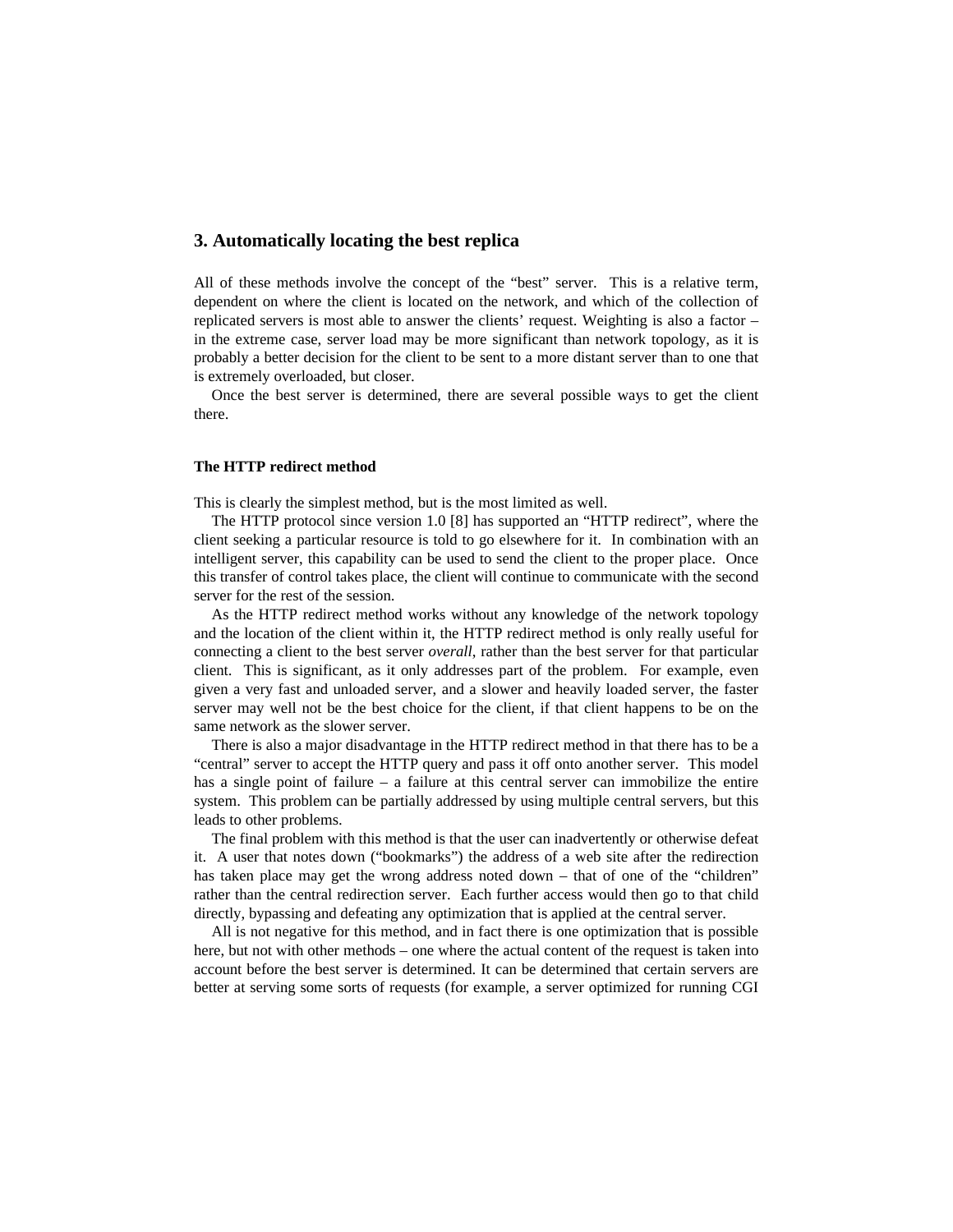## 3. Automatically locating the best replica

All of these methods involve the concept of the "best" server. This is a relative term, dependent on where the client is located on the network, and which of the collection of replicated servers is most able to answer the clients' request. Weighting is also a factor – in the extreme case, server load may be more significant than network topology, as it is probably a better decision for the client to be sent to a more distant server than to one that is extremely overloaded, but closer.

Once the best server is determined, there are several possible ways to get the client there.

### The HTTP redirect method

This is clearly the simplest method, but is the most limited as well.

The HTTP protocol since version 1.0 [8] has supported an "HTTP redirect", where the client seeking a particular resource is told to go elsewhere for it. In combination with an intelligent server, this capability can be used to send the client to the proper place. Once this transfer of control takes place, the client will continue to communicate with the second server for the rest of the session.

As the HTTP redirect method works without any knowledge of the network topology and the location of the client within it, the HTTP redirect method is only really useful for connecting a client to the best server *overall*, rather than the best server for that particular client. This is significant, as it only addresses part of the problem. For example, even given a very fast and unloaded server, and a slower and heavily loaded server, the faster server may well not be the best choice for the client, if that client happens to be on the same network as the slower server.

There is also a major disadvantage in the HTTP redirect method in that there has to be a "central" server to accept the HTTP query and pass it off onto another server. This model has a single point of failure – a failure at this central server can immobilize the entire system. This problem can be partially addressed by using multiple central servers, but this leads to other problems.

The final problem with this method is that the user can inadvertently or otherwise defeat it. A user that notes down ("bookmarks") the address of a web site after the redirection has taken place may get the wrong address noted down – that of one of the "children" rather than the central redirection server. Each further access would then go to that child directly, bypassing and defeating any optimization that is applied at the central server.

All is not negative for this method, and in fact there is one optimization that is possible here, but not with other methods – one where the actual content of the request is taken into account before the best server is determined. It can be determined that certain servers are better at serving some sorts of requests (for example, a server optimized for running CGI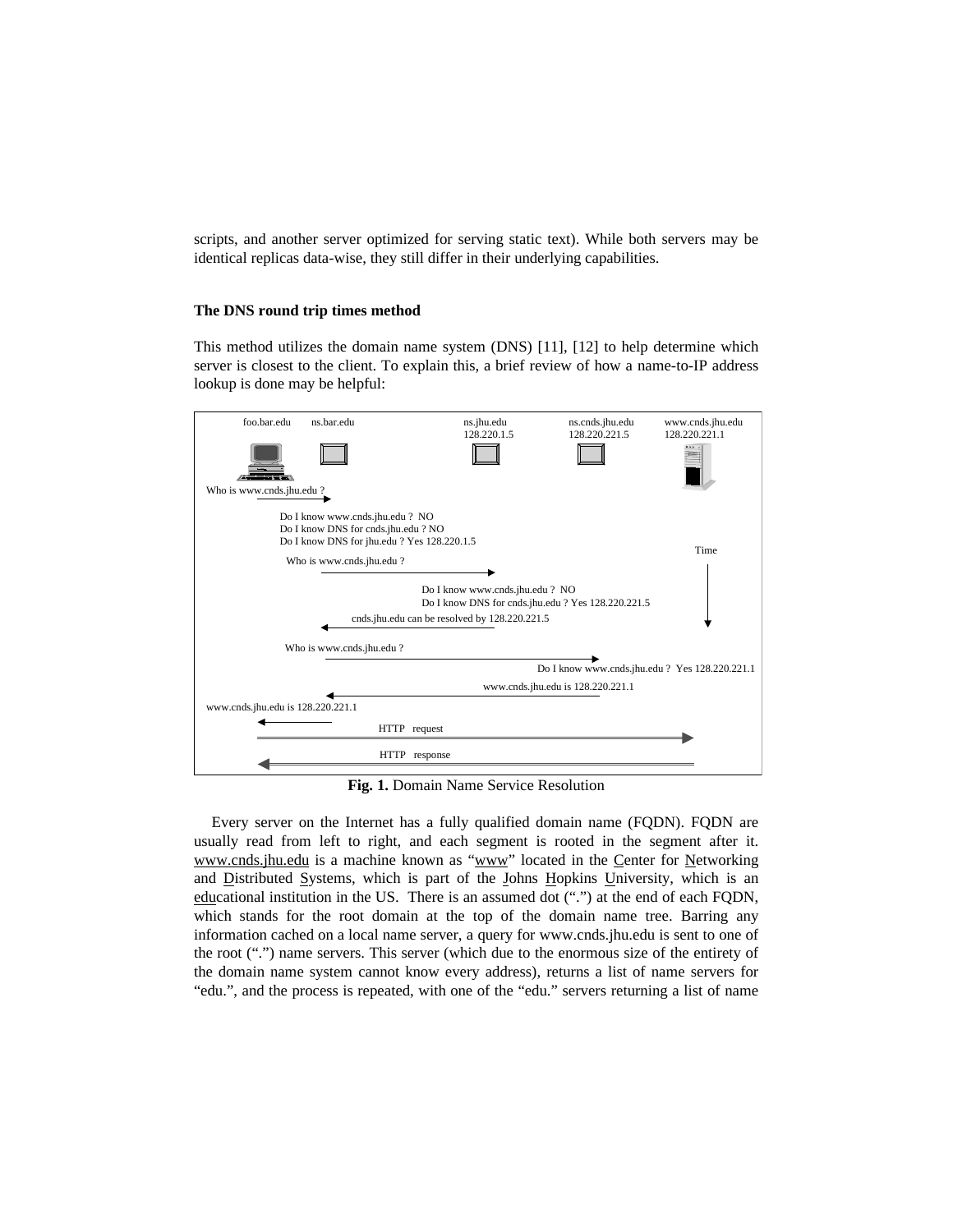scripts, and another server optimized for serving static text). While both servers may be identical replicas data-wise, they still differ in their underlying capabilities.

### The DNS round trip times method

This method utilizes the domain name system (DNS) [11], [12] to help determine which server is closest to the client. To explain this, a brief review of how a name-to-IP address lookup is done may be helpful:

foo.bar.edu ns.bar.edu ns.jhu.edu 128.220.1.5 ns.cnds.jhu.edu 128.220.221.5 www.cnds.jhu.edu 128.220.221.1

Who is www.cnds.jhu.edu ?

Do I know www.cnds.jhu.edu ? NO
Do I know DNS for cnds.jhu.edu ? NO
Do I know DNS for jhu.edu ? Yes 128.220.1.5

Time

Who is www.cnds.jhu.edu ?

Do I know www.cnds.jhu.edu ? NO
Do I know DNS for cnds.jhu.edu ? Yes 128.220.221.5

cnds.jhu.edu can be resolved by 128.220.221.5

Who is www.cnds.jhu.edu ?

Do I know www.cnds.jhu.edu ? Yes 128.220.221.1

www.cnds.jhu.edu is 128.220.221.1

www.cnds.jhu.edu is 128.220.221.1

HTTP request

HTTP response

**Fig. 1.** Domain Name Service Resolution

Every server on the Internet has a fully qualified domain name (FQDN). FQDN are usually read from left to right, and each segment is rooted in the segment after it. www.cnds.jhu.edu is a machine known as "www" located in the Center for Networking and Distributed Systems, which is part of the Johns Hopkins University, which is an educational institution in the US. There is an assumed dot (".") at the end of each FQDN, which stands for the root domain at the top of the domain name tree. Barring any information cached on a local name server, a query for www.cnds.jhu.edu is sent to one of the root (".") name servers. This server (which due to the enormous size of the entirety of the domain name system cannot know every address), returns a list of name servers for "edu.", and the process is repeated, with one of the "edu." servers returning a list of name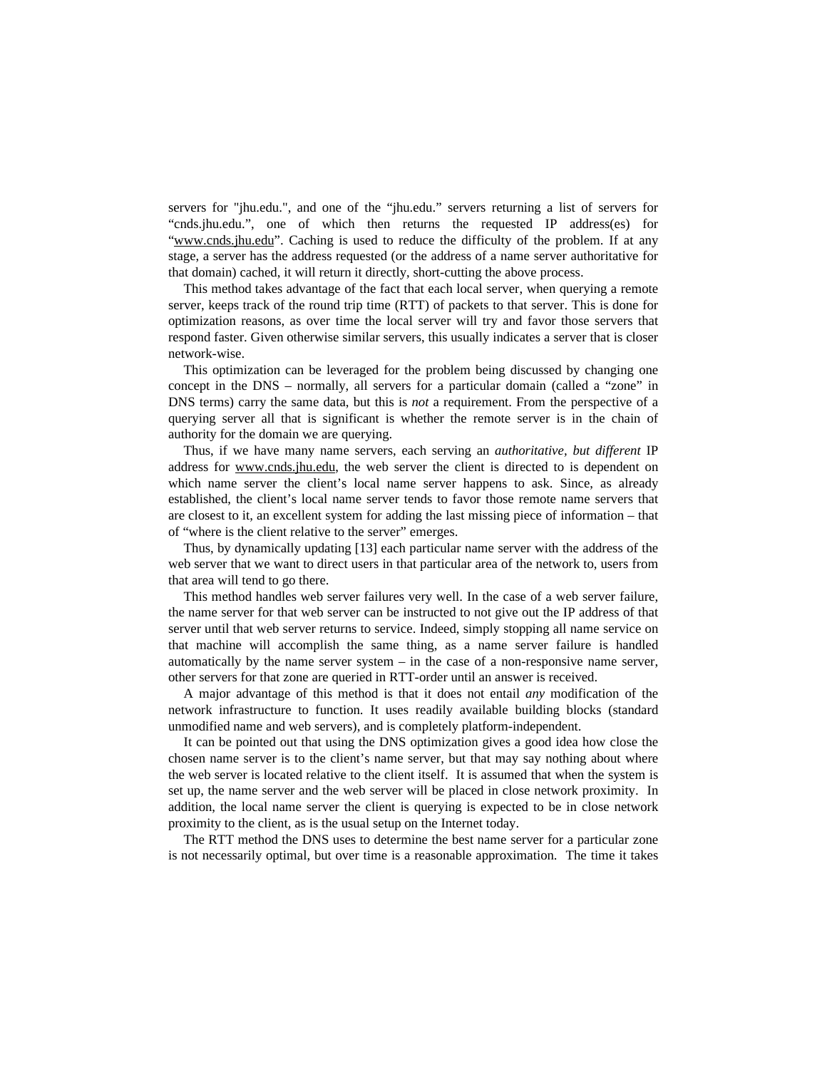servers for "jhu.edu.", and one of the “jhu.edu.” servers returning a list of servers for “cnds.jhu.edu.”, one of which then returns the requested IP address(es) for “www.cnds.jhu.edu”. Caching is used to reduce the difficulty of the problem. If at any stage, a server has the address requested (or the address of a name server authoritative for that domain) cached, it will return it directly, short-cutting the above process.

This method takes advantage of the fact that each local server, when querying a remote server, keeps track of the round trip time (RTT) of packets to that server. This is done for optimization reasons, as over time the local server will try and favor those servers that respond faster. Given otherwise similar servers, this usually indicates a server that is closer network-wise.

This optimization can be leveraged for the problem being discussed by changing one concept in the DNS – normally, all servers for a particular domain (called a “zone” in DNS terms) carry the same data, but this is *not* a requirement. From the perspective of a querying server all that is significant is whether the remote server is in the chain of authority for the domain we are querying.

Thus, if we have many name servers, each serving an *authoritative, but different* IP address for www.cnds.jhu.edu, the web server the client is directed to is dependent on which name server the client’s local name server happens to ask. Since, as already established, the client’s local name server tends to favor those remote name servers that are closest to it, an excellent system for adding the last missing piece of information – that of “where is the client relative to the server” emerges.

Thus, by dynamically updating [13] each particular name server with the address of the web server that we want to direct users in that particular area of the network to, users from that area will tend to go there.

This method handles web server failures very well. In the case of a web server failure, the name server for that web server can be instructed to not give out the IP address of that server until that web server returns to service. Indeed, simply stopping all name service on that machine will accomplish the same thing, as a name server failure is handled automatically by the name server system – in the case of a non-responsive name server, other servers for that zone are queried in RTT-order until an answer is received.

A major advantage of this method is that it does not entail *any* modification of the network infrastructure to function. It uses readily available building blocks (standard unmodified name and web servers), and is completely platform-independent.

It can be pointed out that using the DNS optimization gives a good idea how close the chosen name server is to the client’s name server, but that may say nothing about where the web server is located relative to the client itself. It is assumed that when the system is set up, the name server and the web server will be placed in close network proximity. In addition, the local name server the client is querying is expected to be in close network proximity to the client, as is the usual setup on the Internet today.

The RTT method the DNS uses to determine the best name server for a particular zone is not necessarily optimal, but over time is a reasonable approximation. The time it takes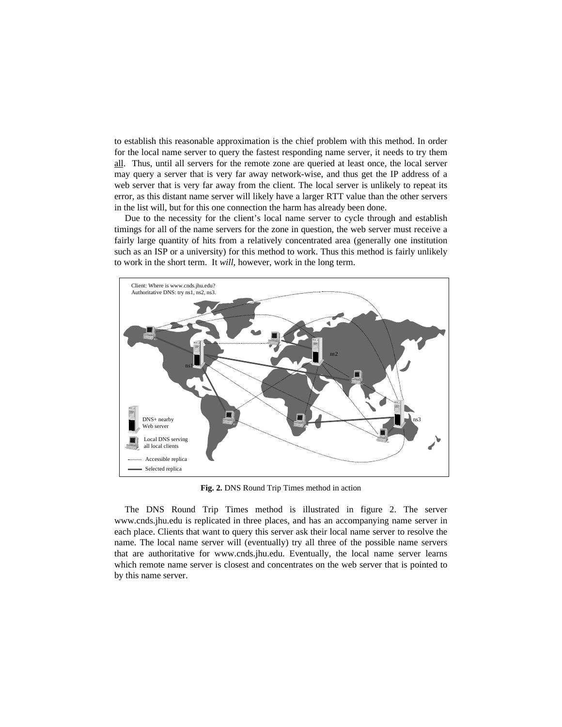to establish this reasonable approximation is the chief problem with this method. In order for the local name server to query the fastest responding name server, it needs to try them all. Thus, until all servers for the remote zone are queried at least once, the local server may query a server that is very far away network-wise, and thus get the IP address of a web server that is very far away from the client. The local server is unlikely to repeat its error, as this distant name server will likely have a larger RTT value than the other servers in the list will, but for this one connection the harm has already been done.

Due to the necessity for the client's local name server to cycle through and establish timings for all of the name servers for the zone in question, the web server must receive a fairly large quantity of hits from a relatively concentrated area (generally one institution such as an ISP or a university) for this method to work. Thus this method is fairly unlikely to work in the short term. It *will*, however, work in the long term.

Client: Where is www.cnds.jhu.edu?
Authoritative DNS: try ns1, ns2, ns3.

ns1

ns2

ns3

DNS+ nearby Web server

Local DNS serving all local clients

Accessible replica

Selected replica

**Fig. 2.** DNS Round Trip Times method in action

The DNS Round Trip Times method is illustrated in figure 2. The server www.cnds.jhu.edu is replicated in three places, and has an accompanying name server in each place. Clients that want to query this server ask their local name server to resolve the name. The local name server will (eventually) try all three of the possible name servers that are authoritative for www.cnds.jhu.edu. Eventually, the local name server learns which remote name server is closest and concentrates on the web server that is pointed to by this name server.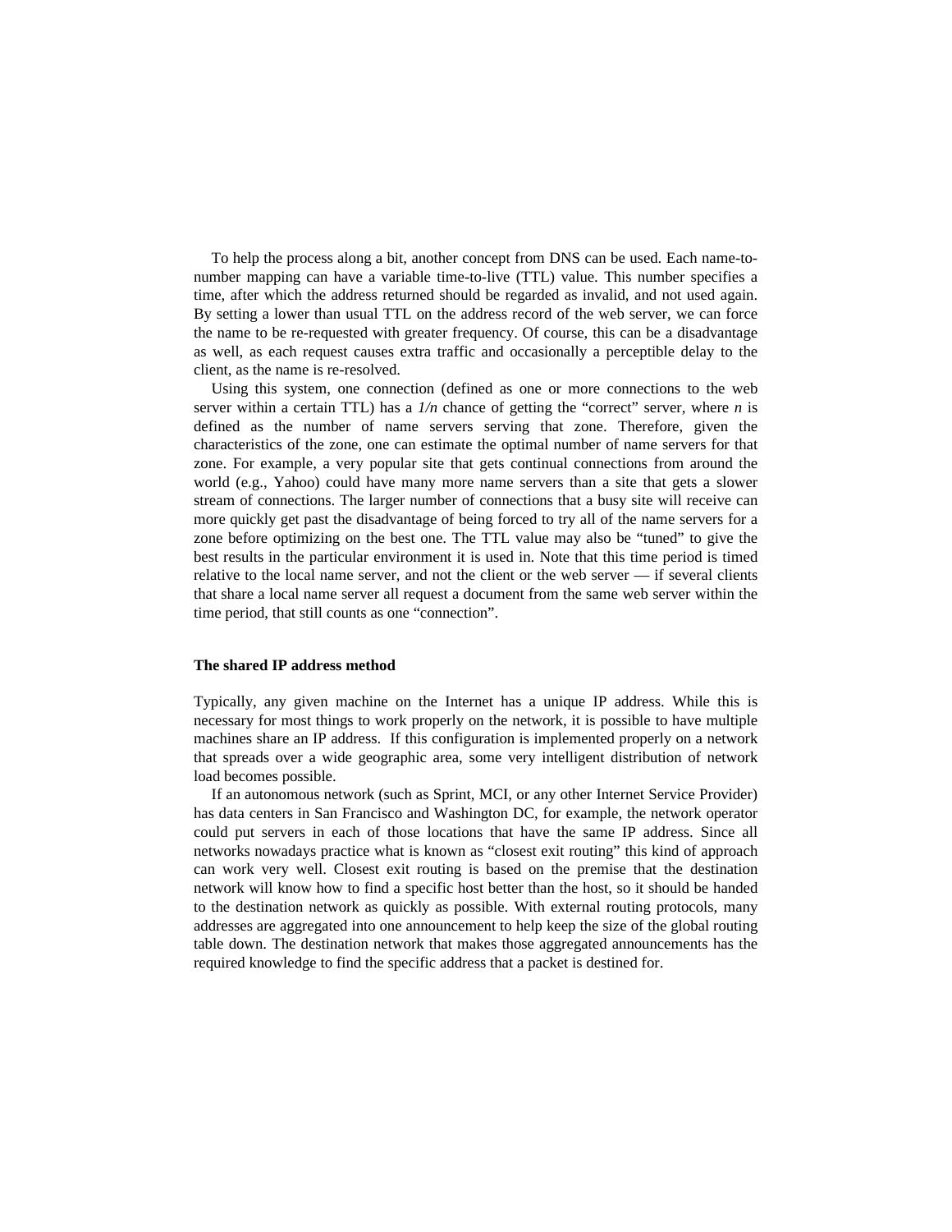To help the process along a bit, another concept from DNS can be used. Each name-to-number mapping can have a variable time-to-live (TTL) value. This number specifies a time, after which the address returned should be regarded as invalid, and not used again. By setting a lower than usual TTL on the address record of the web server, we can force the name to be re-requested with greater frequency. Of course, this can be a disadvantage as well, as each request causes extra traffic and occasionally a perceptible delay to the client, as the name is re-resolved.

Using this system, one connection (defined as one or more connections to the web server within a certain TTL) has a $1/n$ chance of getting the "correct" server, where $n$ is defined as the number of name servers serving that zone. Therefore, given the characteristics of the zone, one can estimate the optimal number of name servers for that zone. For example, a very popular site that gets continual connections from around the world (e.g., Yahoo) could have many more name servers than a site that gets a slower stream of connections. The larger number of connections that a busy site will receive can more quickly get past the disadvantage of being forced to try all of the name servers for a zone before optimizing on the best one. The TTL value may also be "tuned" to give the best results in the particular environment it is used in. Note that this time period is timed relative to the local name server, and not the client or the web server — if several clients that share a local name server all request a document from the same web server within the time period, that still counts as one "connection".

**The shared IP address method**

Typically, any given machine on the Internet has a unique IP address. While this is necessary for most things to work properly on the network, it is possible to have multiple machines share an IP address. If this configuration is implemented properly on a network that spreads over a wide geographic area, some very intelligent distribution of network load becomes possible.

If an autonomous network (such as Sprint, MCI, or any other Internet Service Provider) has data centers in San Francisco and Washington DC, for example, the network operator could put servers in each of those locations that have the same IP address. Since all networks nowadays practice what is known as "closest exit routing" this kind of approach can work very well. Closest exit routing is based on the premise that the destination network will know how to find a specific host better than the host, so it should be handed to the destination network as quickly as possible. With external routing protocols, many addresses are aggregated into one announcement to help keep the size of the global routing table down. The destination network that makes those aggregated announcements has the required knowledge to find the specific address that a packet is destined for.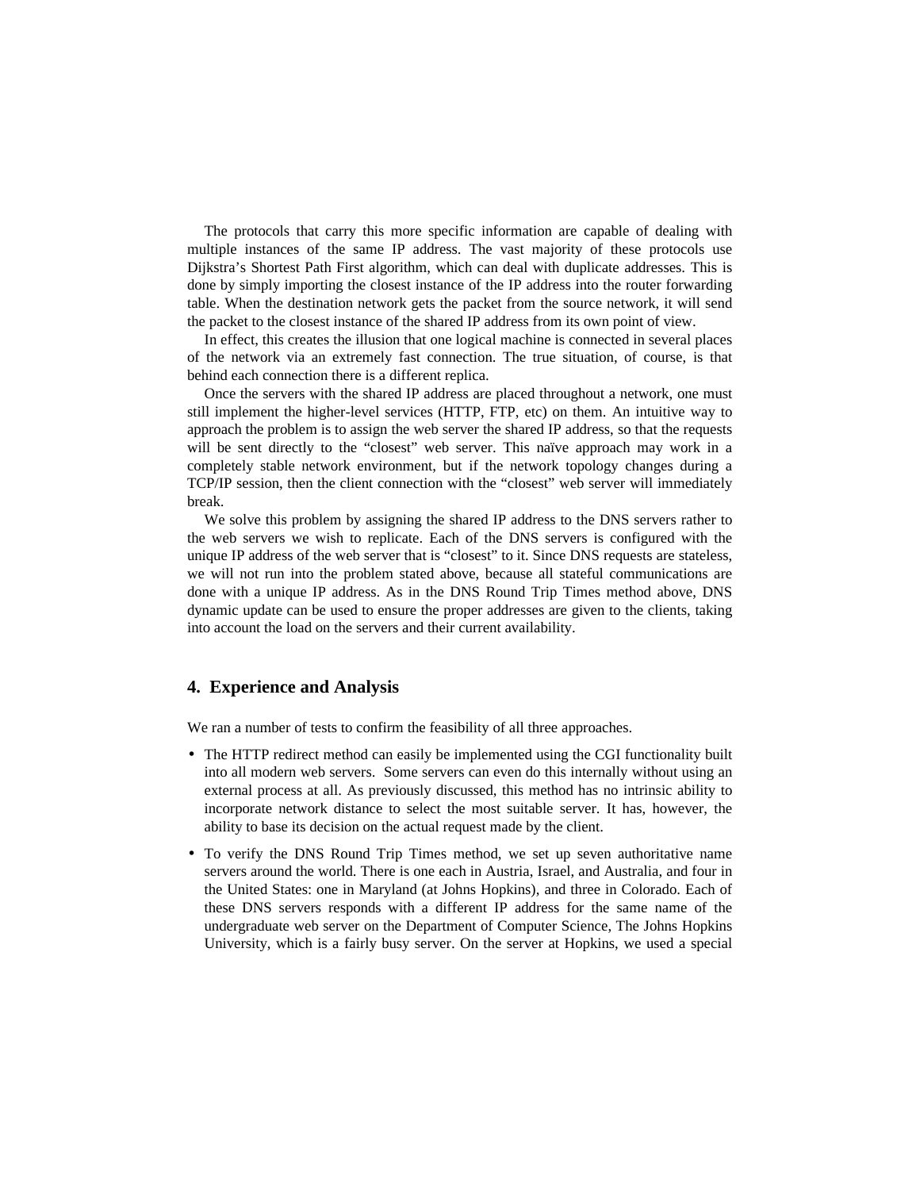The protocols that carry this more specific information are capable of dealing with multiple instances of the same IP address. The vast majority of these protocols use Dijkstra's Shortest Path First algorithm, which can deal with duplicate addresses. This is done by simply importing the closest instance of the IP address into the router forwarding table. When the destination network gets the packet from the source network, it will send the packet to the closest instance of the shared IP address from its own point of view.

In effect, this creates the illusion that one logical machine is connected in several places of the network via an extremely fast connection. The true situation, of course, is that behind each connection there is a different replica.

Once the servers with the shared IP address are placed throughout a network, one must still implement the higher-level services (HTTP, FTP, etc) on them. An intuitive way to approach the problem is to assign the web server the shared IP address, so that the requests will be sent directly to the "closest" web server. This naïve approach may work in a completely stable network environment, but if the network topology changes during a TCP/IP session, then the client connection with the "closest" web server will immediately break.

We solve this problem by assigning the shared IP address to the DNS servers rather to the web servers we wish to replicate. Each of the DNS servers is configured with the unique IP address of the web server that is "closest" to it. Since DNS requests are stateless, we will not run into the problem stated above, because all stateful communications are done with a unique IP address. As in the DNS Round Trip Times method above, DNS dynamic update can be used to ensure the proper addresses are given to the clients, taking into account the load on the servers and their current availability.

## 4. Experience and Analysis

We ran a number of tests to confirm the feasibility of all three approaches.

- The HTTP redirect method can easily be implemented using the CGI functionality built into all modern web servers. Some servers can even do this internally without using an external process at all. As previously discussed, this method has no intrinsic ability to incorporate network distance to select the most suitable server. It has, however, the ability to base its decision on the actual request made by the client.
- To verify the DNS Round Trip Times method, we set up seven authoritative name servers around the world. There is one each in Austria, Israel, and Australia, and four in the United States: one in Maryland (at Johns Hopkins), and three in Colorado. Each of these DNS servers responds with a different IP address for the same name of the undergraduate web server on the Department of Computer Science, The Johns Hopkins University, which is a fairly busy server. On the server at Hopkins, we used a special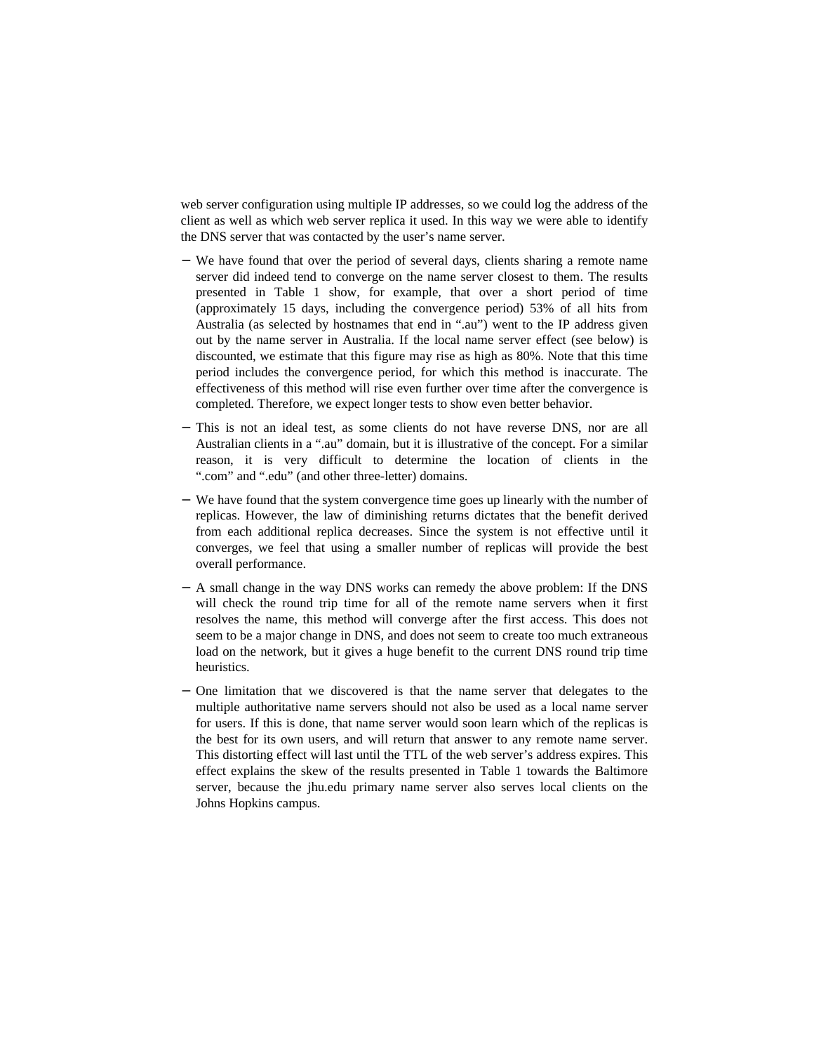web server configuration using multiple IP addresses, so we could log the address of the client as well as which web server replica it used. In this way we were able to identify the DNS server that was contacted by the user's name server.

- We have found that over the period of several days, clients sharing a remote name server did indeed tend to converge on the name server closest to them. The results presented in Table 1 show, for example, that over a short period of time (approximately 15 days, including the convergence period) 53% of all hits from Australia (as selected by hostnames that end in ".au") went to the IP address given out by the name server in Australia. If the local name server effect (see below) is discounted, we estimate that this figure may rise as high as 80%. Note that this time period includes the convergence period, for which this method is inaccurate. The effectiveness of this method will rise even further over time after the convergence is completed. Therefore, we expect longer tests to show even better behavior.
- This is not an ideal test, as some clients do not have reverse DNS, nor are all Australian clients in a ".au" domain, but it is illustrative of the concept. For a similar reason, it is very difficult to determine the location of clients in the ".com" and ".edu" (and other three-letter) domains.
- We have found that the system convergence time goes up linearly with the number of replicas. However, the law of diminishing returns dictates that the benefit derived from each additional replica decreases. Since the system is not effective until it converges, we feel that using a smaller number of replicas will provide the best overall performance.
- A small change in the way DNS works can remedy the above problem: If the DNS will check the round trip time for all of the remote name servers when it first resolves the name, this method will converge after the first access. This does not seem to be a major change in DNS, and does not seem to create too much extraneous load on the network, but it gives a huge benefit to the current DNS round trip time heuristics.
- One limitation that we discovered is that the name server that delegates to the multiple authoritative name servers should not also be used as a local name server for users. If this is done, that name server would soon learn which of the replicas is the best for its own users, and will return that answer to any remote name server. This distorting effect will last until the TTL of the web server's address expires. This effect explains the skew of the results presented in Table 1 towards the Baltimore server, because the jhu.edu primary name server also serves local clients on the Johns Hopkins campus.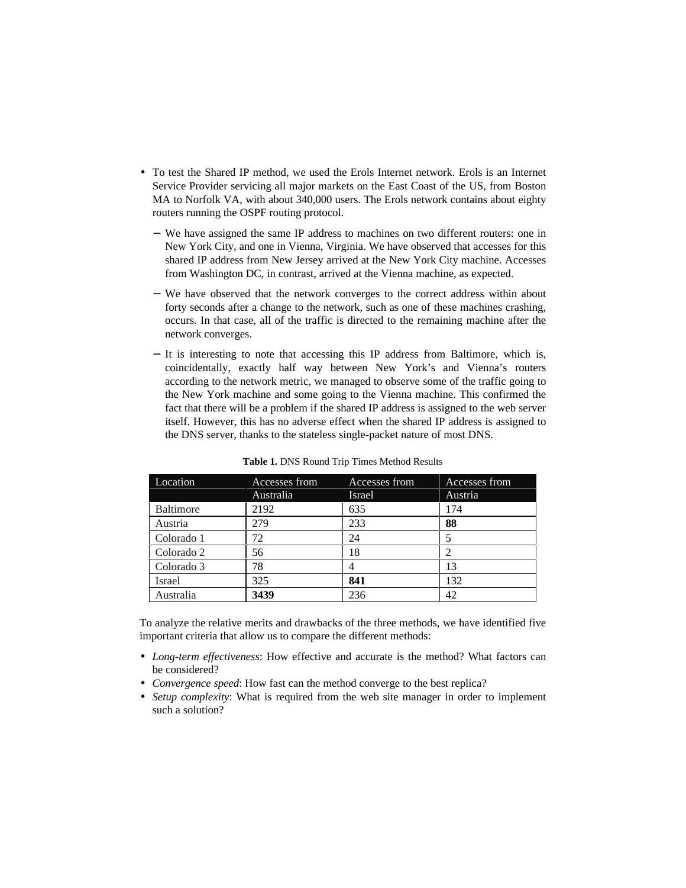- To test the Shared IP method, we used the Erols Internet network. Erols is an Internet Service Provider servicing all major markets on the East Coast of the US, from Boston MA to Norfolk VA, with about 340,000 users. The Erols network contains about eighty routers running the OSPF routing protocol.
  - We have assigned the same IP address to machines on two different routers: one in New York City, and one in Vienna, Virginia. We have observed that accesses for this shared IP address from New Jersey arrived at the New York City machine. Accesses from Washington DC, in contrast, arrived at the Vienna machine, as expected.
  - We have observed that the network converges to the correct address within about forty seconds after a change to the network, such as one of these machines crashing, occurs. In that case, all of the traffic is directed to the remaining machine after the network converges.
  - It is interesting to note that accessing this IP address from Baltimore, which is, coincidentally, exactly half way between New York's and Vienna's routers according to the network metric, we managed to observe some of the traffic going to the New York machine and some going to the Vienna machine. This confirmed the fact that there will be a problem if the shared IP address is assigned to the web server itself. However, this has no adverse effect when the shared IP address is assigned to the DNS server, thanks to the stateless single-packet nature of most DNS.

**Table 1.** DNS Round Trip Times Method Results

| Location | Accesses from Australia | Accesses from Israel | Accesses from Austria |
|---|---|---|---|
| Baltimore | 2192 | 635 | 174 |
| Austria | 279 | 233 | **88** |
| Colorado 1 | 72 | 24 | 5 |
| Colorado 2 | 56 | 18 | 2 |
| Colorado 3 | 78 | 4 | 13 |
| Israel | 325 | **841** | 132 |
| Australia | **3439** | 236 | 42 |

To analyze the relative merits and drawbacks of the three methods, we have identified five important criteria that allow us to compare the different methods:

- *Long-term effectiveness*: How effective and accurate is the method? What factors can be considered?
- *Convergence speed*: How fast can the method converge to the best replica?
- *Setup complexity*: What is required from the web site manager in order to implement such a solution?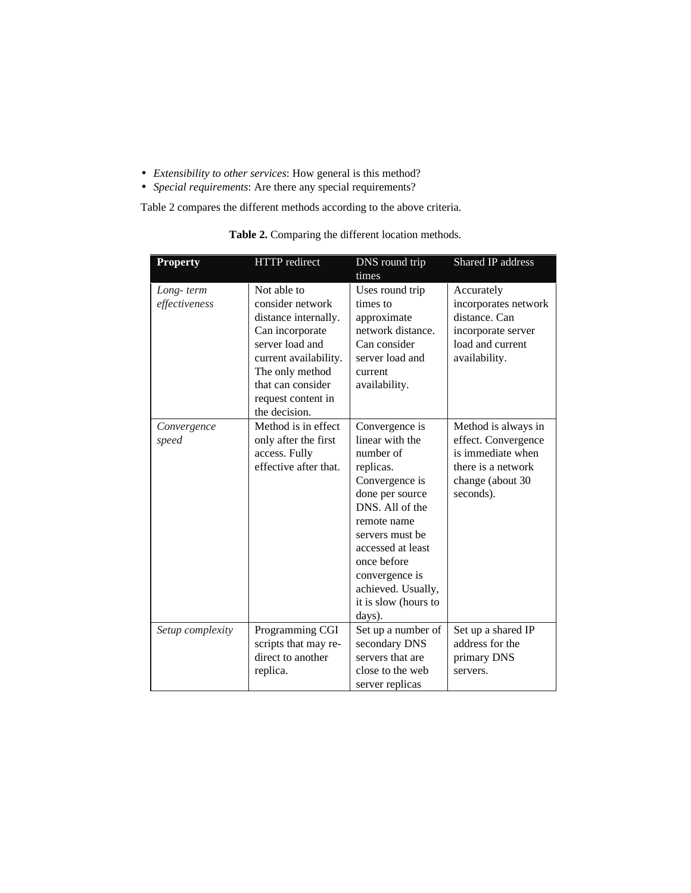- *Extensibility to other services*: How general is this method?
- *Special requirements*: Are there any special requirements?

Table 2 compares the different methods according to the above criteria.

**Table 2.** Comparing the different location methods.

| **Property** | HTTP redirect | DNS round trip times | Shared IP address |
|---|---|---|---|
| *Long- term effectiveness* | Not able to consider network distance internally. Can incorporate server load and current availability. The only method that can consider request content in the decision. | Uses round trip times to approximate network distance. Can consider server load and current availability. | Accurately incorporates network distance. Can incorporate server load and current availability. |
| *Convergence speed* | Method is in effect only after the first access. Fully effective after that. | Convergence is linear with the number of replicas. Convergence is done per source DNS. All of the remote name servers must be accessed at least once before convergence is achieved. Usually, it is slow (hours to days). | Method is always in effect. Convergence is immediate when there is a network change (about 30 seconds). |
| *Setup complexity* | Programming CGI scripts that may re-direct to another replica. | Set up a number of secondary DNS servers that are close to the web server replicas | Set up a shared IP address for the primary DNS servers. |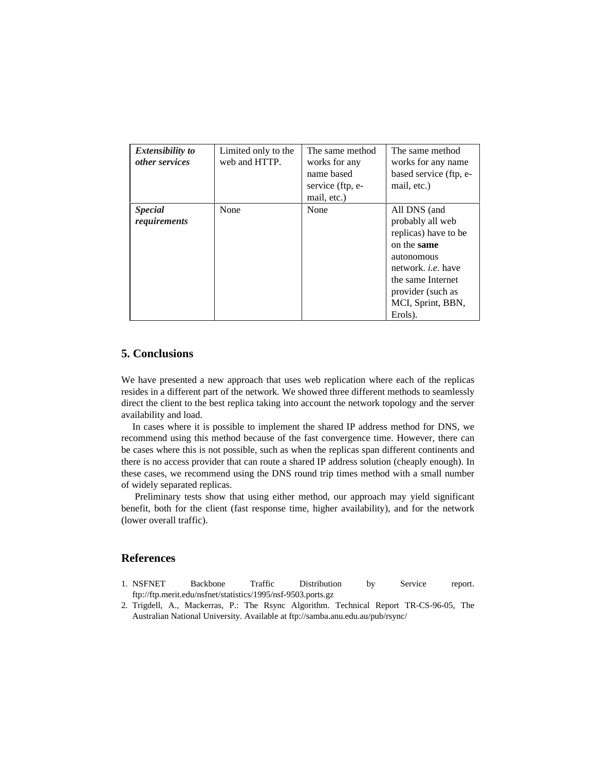| *Extensibility to other services* | Limited only to the web and HTTP. | The same method works for any name based service (ftp, e-mail, etc.) | The same method works for any name based service (ftp, e-mail, etc.) |
|---|---|---|---|
| *Special requirements* | None | None | All DNS (and probably all web replicas) have to be on the **same** autonomous network. *i.e.* have the same Internet provider (such as MCI, Sprint, BBN, Erols). |

## 5. Conclusions

We have presented a new approach that uses web replication where each of the replicas resides in a different part of the network. We showed three different methods to seamlessly direct the client to the best replica taking into account the network topology and the server availability and load.

In cases where it is possible to implement the shared IP address method for DNS, we recommend using this method because of the fast convergence time. However, there can be cases where this is not possible, such as when the replicas span different continents and there is no access provider that can route a shared IP address solution (cheaply enough). In these cases, we recommend using the DNS round trip times method with a small number of widely separated replicas.

Preliminary tests show that using either method, our approach may yield significant benefit, both for the client (fast response time, higher availability), and for the network (lower overall traffic).

## References

1. NSFNET Backbone Traffic Distribution by Service report. ftp://ftp.merit.edu/nsfnet/statistics/1995/nsf-9503.ports.gz
2. Trigdell, A., Mackerras, P.: The Rsync Algorithm. Technical Report TR-CS-96-05, The Australian National University. Available at ftp://samba.anu.edu.au/pub/rsync/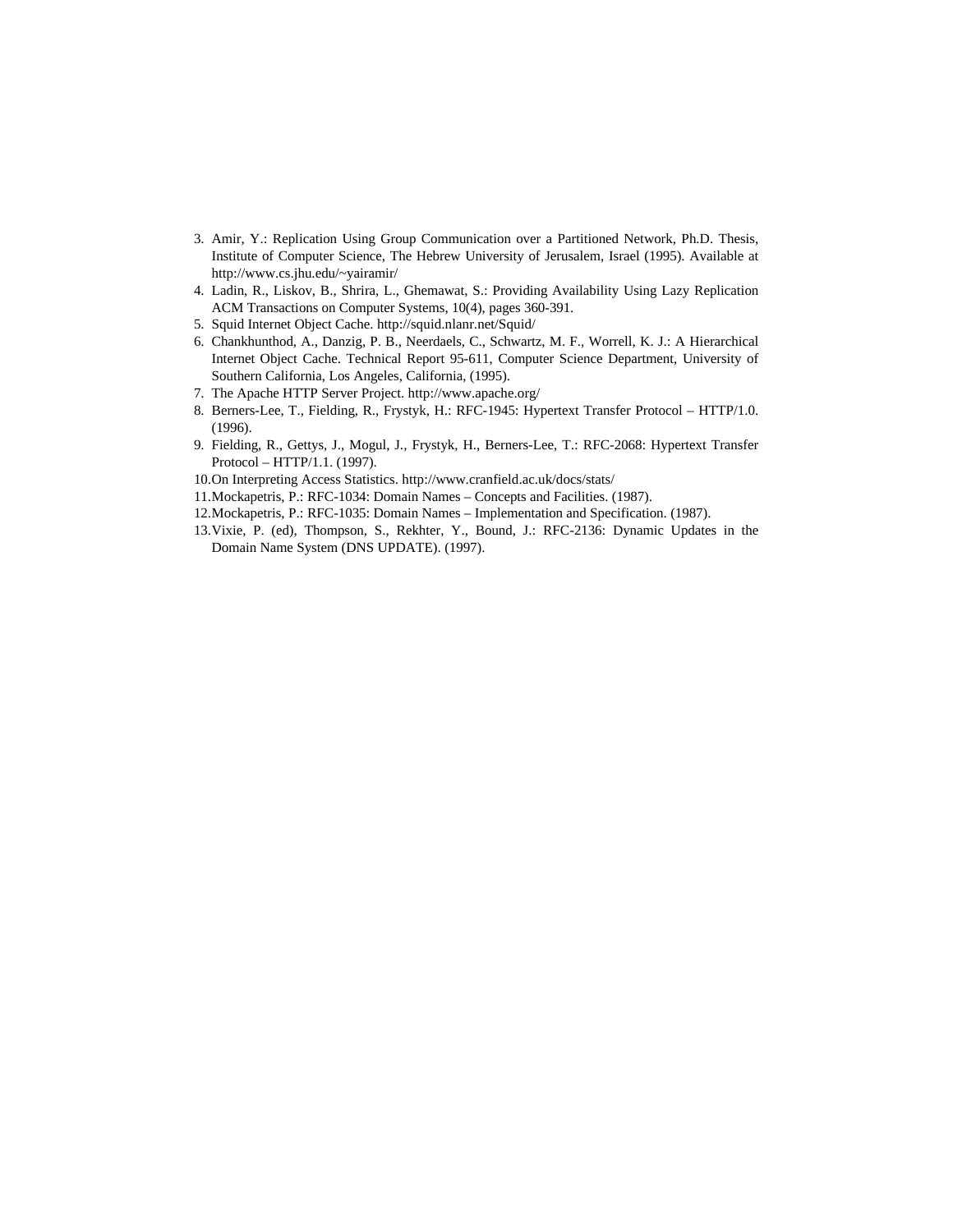3. Amir, Y.: Replication Using Group Communication over a Partitioned Network, Ph.D. Thesis, Institute of Computer Science, The Hebrew University of Jerusalem, Israel (1995). Available at http://www.cs.jhu.edu/~yairamir/
4. Ladin, R., Liskov, B., Shrira, L., Ghemawat, S.: Providing Availability Using Lazy Replication ACM Transactions on Computer Systems, 10(4), pages 360-391.
5. Squid Internet Object Cache. http://squid.nlanr.net/Squid/
6. Chankhunthod, A., Danzig, P. B., Neerdaels, C., Schwartz, M. F., Worrell, K. J.: A Hierarchical Internet Object Cache. Technical Report 95-611, Computer Science Department, University of Southern California, Los Angeles, California, (1995).
7. The Apache HTTP Server Project. http://www.apache.org/
8. Berners-Lee, T., Fielding, R., Frystyk, H.: RFC-1945: Hypertext Transfer Protocol – HTTP/1.0. (1996).
9. Fielding, R., Gettys, J., Mogul, J., Frystyk, H., Berners-Lee, T.: RFC-2068: Hypertext Transfer Protocol – HTTP/1.1. (1997).
10. On Interpreting Access Statistics. http://www.cranfield.ac.uk/docs/stats/
11. Mockapetris, P.: RFC-1034: Domain Names – Concepts and Facilities. (1987).
12. Mockapetris, P.: RFC-1035: Domain Names – Implementation and Specification. (1987).
13. Vixie, P. (ed), Thompson, S., Rekhter, Y., Bound, J.: RFC-2136: Dynamic Updates in the Domain Name System (DNS UPDATE). (1997).